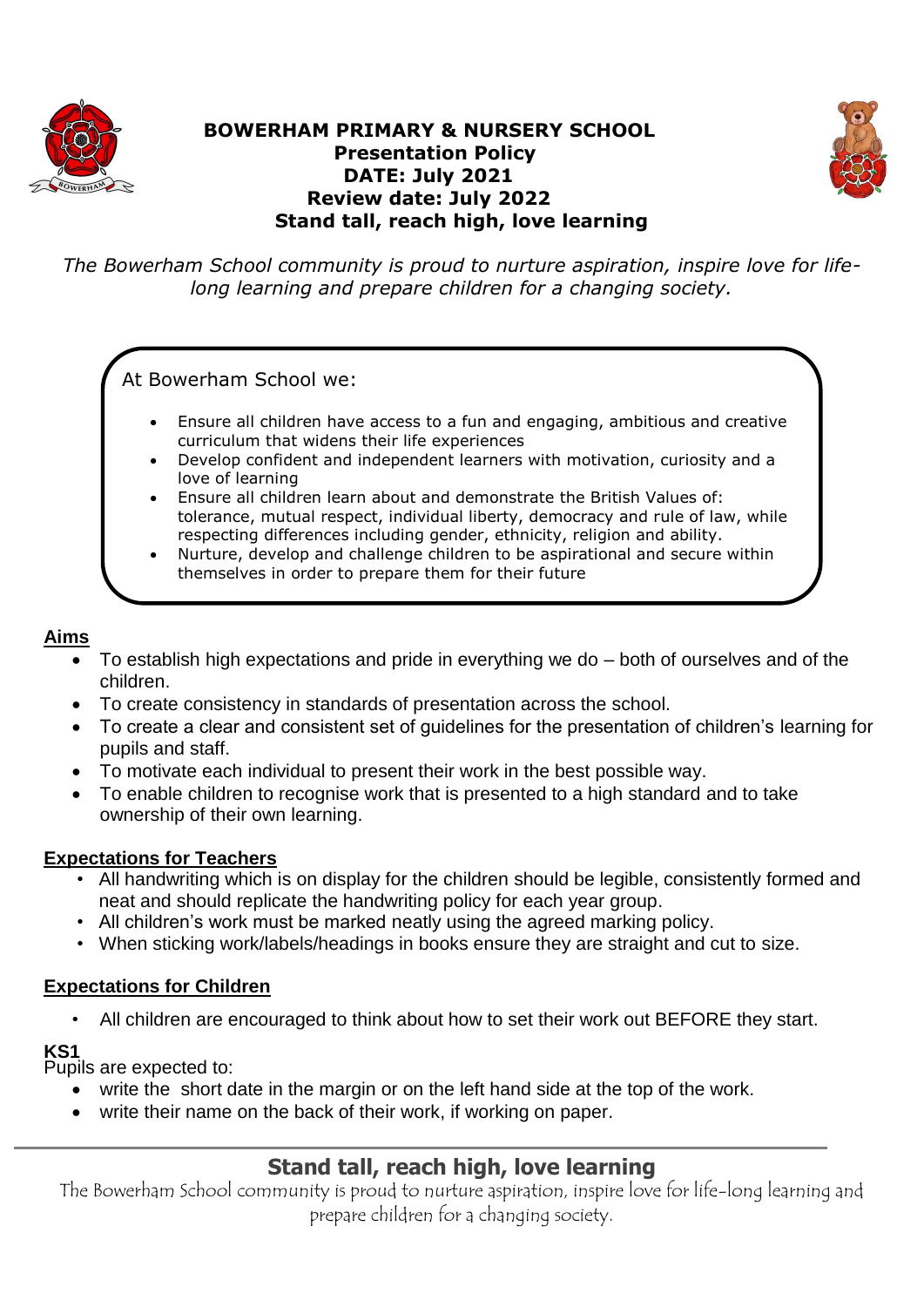# BOWERHAM PRIMARY & NURSERY SCHOOL

**Presentation Policy**
**DATE: July 2021**
**Review date: July 2022**
**Stand tall, reach high, love learning**

*The Bowerham School community is proud to nurture aspiration, inspire love for life-long learning and prepare children for a changing society.*

At Bowerham School we:

- Ensure all children have access to a fun and engaging, ambitious and creative curriculum that widens their life experiences
- Develop confident and independent learners with motivation, curiosity and a love of learning
- Ensure all children learn about and demonstrate the British Values of: tolerance, mutual respect, individual liberty, democracy and rule of law, while respecting differences including gender, ethnicity, religion and ability.
- Nurture, develop and challenge children to be aspirational and secure within themselves in order to prepare them for their future

## Aims

- To establish high expectations and pride in everything we do – both of ourselves and of the children.
- To create consistency in standards of presentation across the school.
- To create a clear and consistent set of guidelines for the presentation of children's learning for pupils and staff.
- To motivate each individual to present their work in the best possible way.
- To enable children to recognise work that is presented to a high standard and to take ownership of their own learning.

## Expectations for Teachers

- All handwriting which is on display for the children should be legible, consistently formed and neat and should replicate the handwriting policy for each year group.
- All children's work must be marked neatly using the agreed marking policy.
- When sticking work/labels/headings in books ensure they are straight and cut to size.

## Expectations for Children

- All children are encouraged to think about how to set their work out BEFORE they start.

### KS1

Pupils are expected to:

- write the short date in the margin or on the left hand side at the top of the work.
- write their name on the back of their work, if working on paper.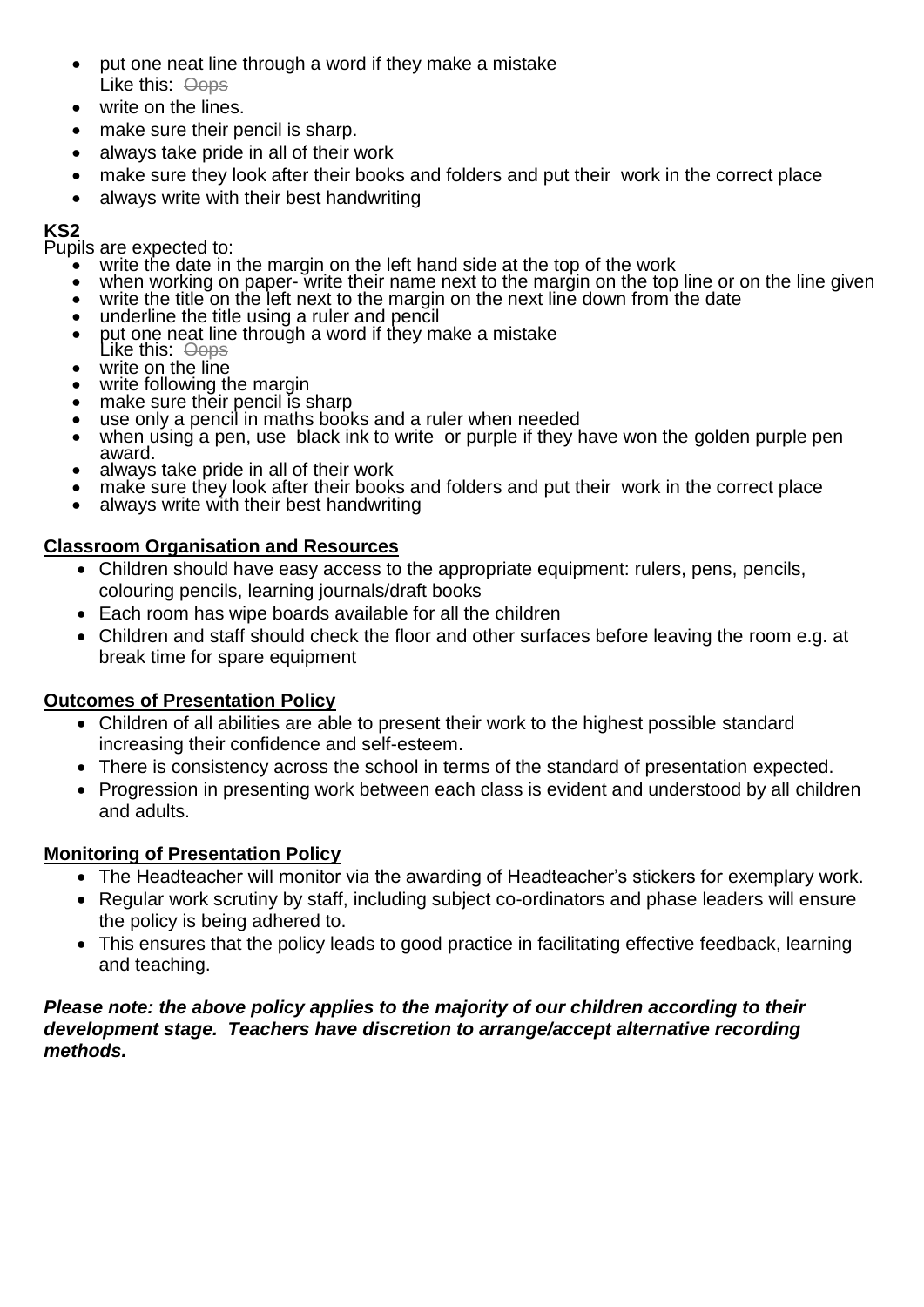- put one neat line through a word if they make a mistake
  Like this: ~~Oops~~
- write on the lines.
- make sure their pencil is sharp.
- always take pride in all of their work
- make sure they look after their books and folders and put their work in the correct place
- always write with their best handwriting

**KS2**
Pupils are expected to:

- write the date in the margin on the left hand side at the top of the work
- when working on paper- write their name next to the margin on the top line or on the line given
- write the title on the left next to the margin on the next line down from the date
- underline the title using a ruler and pencil
- put one neat line through a word if they make a mistake
  Like this: ~~Oops~~
- write on the line
- write following the margin
- make sure their pencil is sharp
- use only a pencil in maths books and a ruler when needed
- when using a pen, use black ink to write or purple if they have won the golden purple pen award.
- always take pride in all of their work
- make sure they look after their books and folders and put their work in the correct place
- always write with their best handwriting

## Classroom Organisation and Resources

- Children should have easy access to the appropriate equipment: rulers, pens, pencils, colouring pencils, learning journals/draft books
- Each room has wipe boards available for all the children
- Children and staff should check the floor and other surfaces before leaving the room e.g. at break time for spare equipment

## Outcomes of Presentation Policy

- Children of all abilities are able to present their work to the highest possible standard increasing their confidence and self-esteem.
- There is consistency across the school in terms of the standard of presentation expected.
- Progression in presenting work between each class is evident and understood by all children and adults.

## Monitoring of Presentation Policy

- The Headteacher will monitor via the awarding of Headteacher's stickers for exemplary work.
- Regular work scrutiny by staff, including subject co-ordinators and phase leaders will ensure the policy is being adhered to.
- This ensures that the policy leads to good practice in facilitating effective feedback, learning and teaching.

***Please note: the above policy applies to the majority of our children according to their development stage. Teachers have discretion to arrange/accept alternative recording methods.***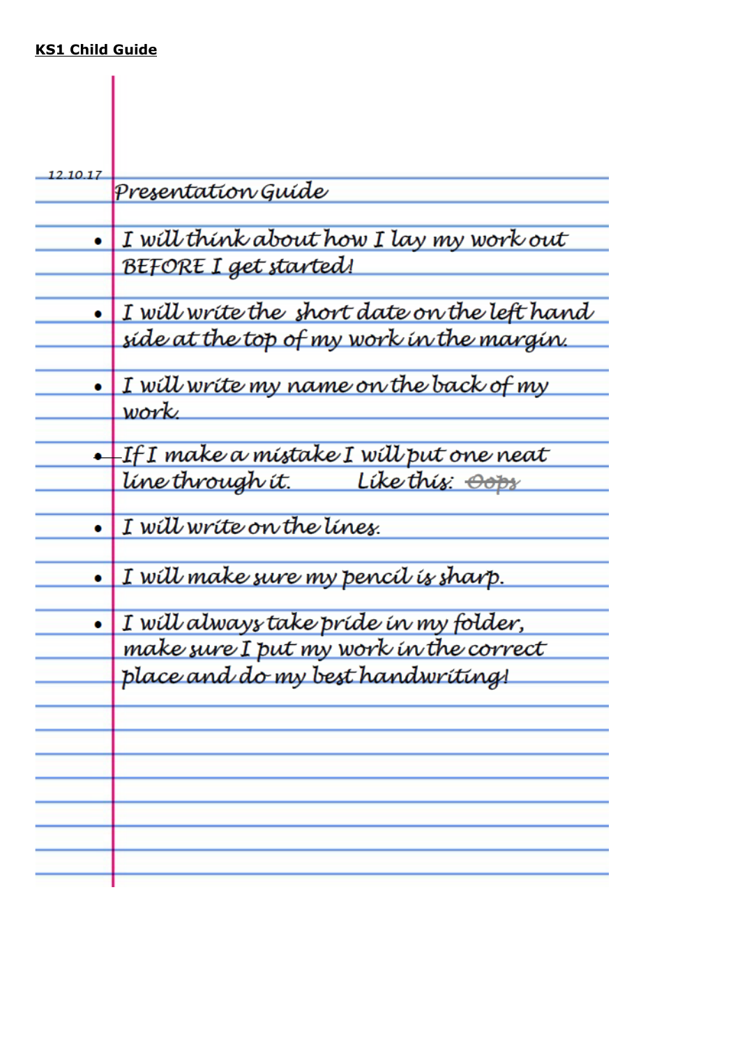**KS1 Child Guide**

12.10.17

Presentation Guide

- I will think about how I lay my work out BEFORE I get started!
- I will write the short date on the left hand side at the top of my work in the margin.
- I will write my name on the back of my work.
- If I make a mistake I will put one neat line through it. Like this: ~~Oops~~
- I will write on the lines.
- I will make sure my pencil is sharp.
- I will always take pride in my folder, make sure I put my work in the correct place and do my best handwriting!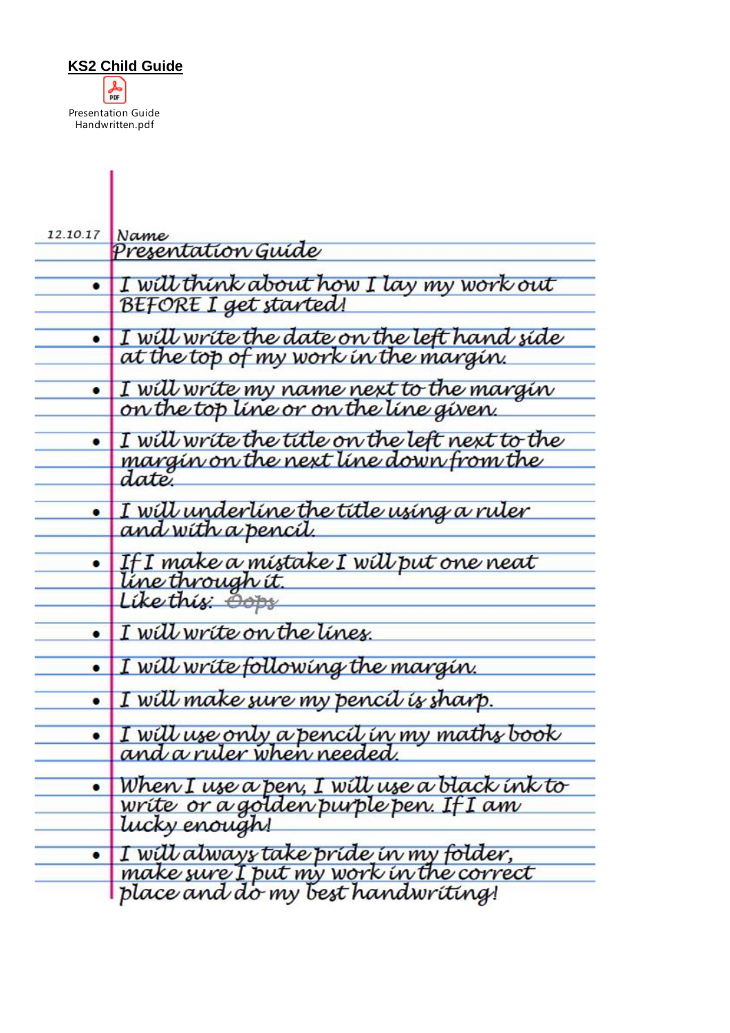**KS2 Child Guide**

Presentation Guide Handwritten.pdf

12.10.17 Name

Presentation Guide

- I will think about how I lay my work out BEFORE I get started!
- I will write the date on the left hand side at the top of my work in the margin.
- I will write my name next to the margin on the top line or on the line given.
- I will write the title on the left next to the margin on the next line down from the date.
- I will underline the title using a ruler and with a pencil.
- If I make a mistake I will put one neat line through it. Like this: ~~Oops~~
- I will write on the lines.
- I will write following the margin.
- I will make sure my pencil is sharp.
- I will use only a pencil in my maths book and a ruler when needed.
- When I use a pen, I will use a black ink to write or a golden purple pen. If I am lucky enough!
- I will always take pride in my folder, make sure I put my work in the correct place and do my best handwriting!